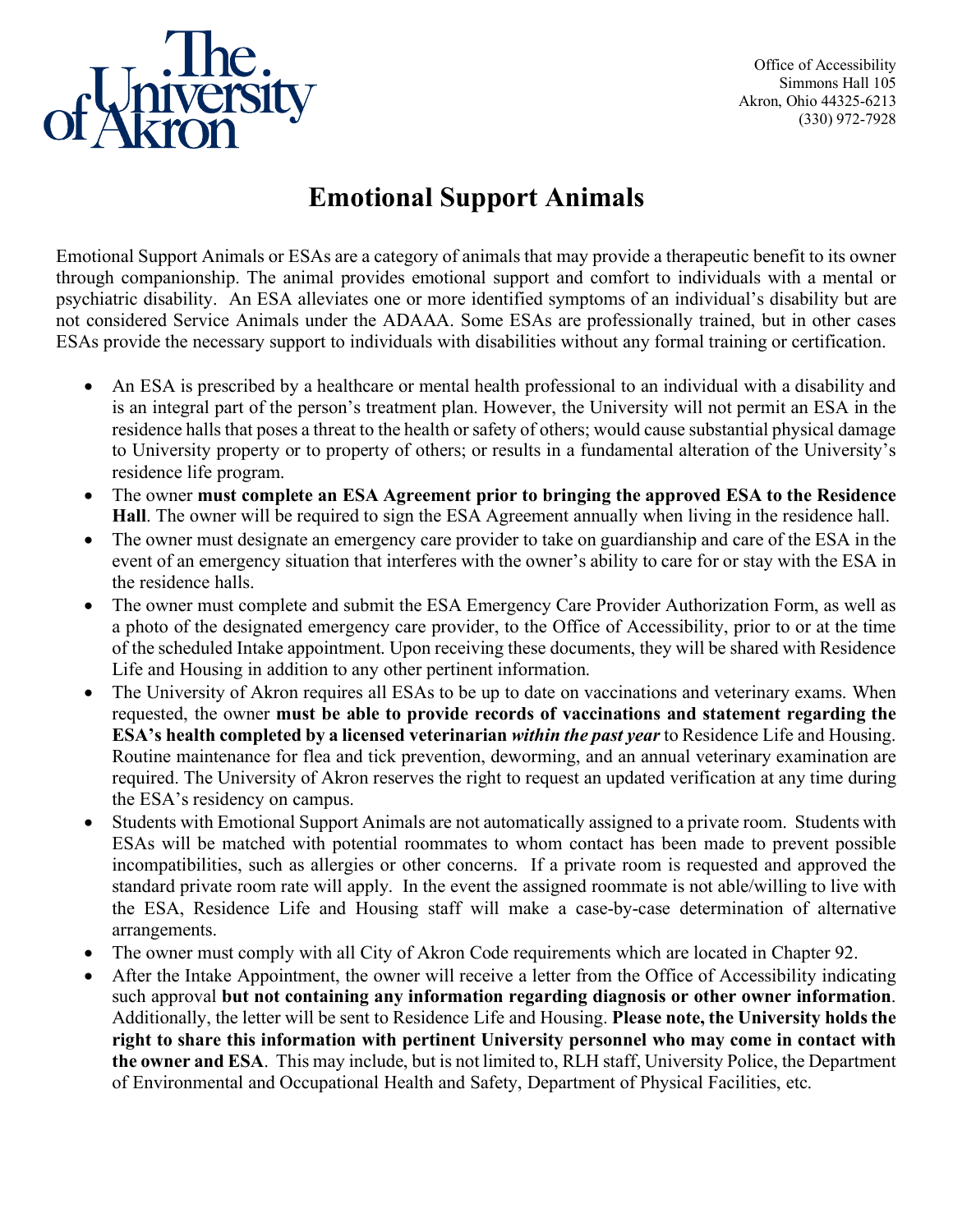Office of Accessibility
Simmons Hall 105
Akron, Ohio 44325-6213
(330) 972-7928

# Emotional Support Animals

Emotional Support Animals or ESAs are a category of animals that may provide a therapeutic benefit to its owner through companionship. The animal provides emotional support and comfort to individuals with a mental or psychiatric disability. An ESA alleviates one or more identified symptoms of an individual's disability but are not considered Service Animals under the ADAAA. Some ESAs are professionally trained, but in other cases ESAs provide the necessary support to individuals with disabilities without any formal training or certification.

- An ESA is prescribed by a healthcare or mental health professional to an individual with a disability and is an integral part of the person's treatment plan. However, the University will not permit an ESA in the residence halls that poses a threat to the health or safety of others; would cause substantial physical damage to University property or to property of others; or results in a fundamental alteration of the University's residence life program.
- The owner **must complete an ESA Agreement prior to bringing the approved ESA to the Residence Hall**. The owner will be required to sign the ESA Agreement annually when living in the residence hall.
- The owner must designate an emergency care provider to take on guardianship and care of the ESA in the event of an emergency situation that interferes with the owner's ability to care for or stay with the ESA in the residence halls.
- The owner must complete and submit the ESA Emergency Care Provider Authorization Form, as well as a photo of the designated emergency care provider, to the Office of Accessibility, prior to or at the time of the scheduled Intake appointment. Upon receiving these documents, they will be shared with Residence Life and Housing in addition to any other pertinent information.
- The University of Akron requires all ESAs to be up to date on vaccinations and veterinary exams. When requested, the owner **must be able to provide records of vaccinations and statement regarding the ESA's health completed by a licensed veterinarian *within the past year*** to Residence Life and Housing. Routine maintenance for flea and tick prevention, deworming, and an annual veterinary examination are required. The University of Akron reserves the right to request an updated verification at any time during the ESA's residency on campus.
- Students with Emotional Support Animals are not automatically assigned to a private room. Students with ESAs will be matched with potential roommates to whom contact has been made to prevent possible incompatibilities, such as allergies or other concerns. If a private room is requested and approved the standard private room rate will apply. In the event the assigned roommate is not able/willing to live with the ESA, Residence Life and Housing staff will make a case-by-case determination of alternative arrangements.
- The owner must comply with all City of Akron Code requirements which are located in Chapter 92.
- After the Intake Appointment, the owner will receive a letter from the Office of Accessibility indicating such approval **but not containing any information regarding diagnosis or other owner information**. Additionally, the letter will be sent to Residence Life and Housing. **Please note, the University holds the right to share this information with pertinent University personnel who may come in contact with the owner and ESA**. This may include, but is not limited to, RLH staff, University Police, the Department of Environmental and Occupational Health and Safety, Department of Physical Facilities, etc.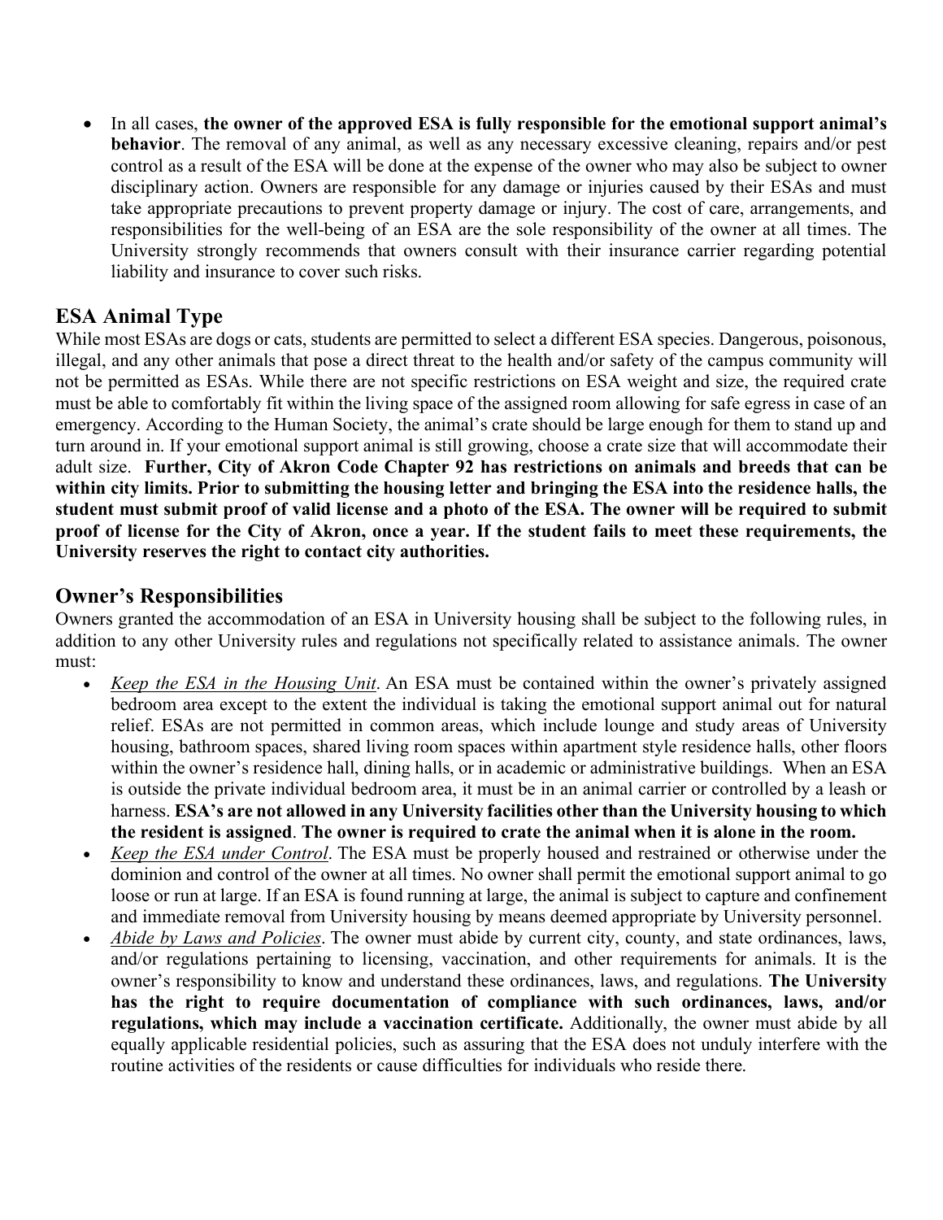- In all cases, **the owner of the approved ESA is fully responsible for the emotional support animal's behavior**. The removal of any animal, as well as any necessary excessive cleaning, repairs and/or pest control as a result of the ESA will be done at the expense of the owner who may also be subject to owner disciplinary action. Owners are responsible for any damage or injuries caused by their ESAs and must take appropriate precautions to prevent property damage or injury. The cost of care, arrangements, and responsibilities for the well-being of an ESA are the sole responsibility of the owner at all times. The University strongly recommends that owners consult with their insurance carrier regarding potential liability and insurance to cover such risks.

## ESA Animal Type

While most ESAs are dogs or cats, students are permitted to select a different ESA species. Dangerous, poisonous, illegal, and any other animals that pose a direct threat to the health and/or safety of the campus community will not be permitted as ESAs. While there are not specific restrictions on ESA weight and size, the required crate must be able to comfortably fit within the living space of the assigned room allowing for safe egress in case of an emergency. According to the Human Society, the animal's crate should be large enough for them to stand up and turn around in. If your emotional support animal is still growing, choose a crate size that will accommodate their adult size. **Further, City of Akron Code Chapter 92 has restrictions on animals and breeds that can be within city limits. Prior to submitting the housing letter and bringing the ESA into the residence halls, the student must submit proof of valid license and a photo of the ESA. The owner will be required to submit proof of license for the City of Akron, once a year. If the student fails to meet these requirements, the University reserves the right to contact city authorities.**

## Owner's Responsibilities

Owners granted the accommodation of an ESA in University housing shall be subject to the following rules, in addition to any other University rules and regulations not specifically related to assistance animals. The owner must:

- *Keep the ESA in the Housing Unit*. An ESA must be contained within the owner's privately assigned bedroom area except to the extent the individual is taking the emotional support animal out for natural relief. ESAs are not permitted in common areas, which include lounge and study areas of University housing, bathroom spaces, shared living room spaces within apartment style residence halls, other floors within the owner's residence hall, dining halls, or in academic or administrative buildings. When an ESA is outside the private individual bedroom area, it must be in an animal carrier or controlled by a leash or harness. **ESA's are not allowed in any University facilities other than the University housing to which the resident is assigned**. **The owner is required to crate the animal when it is alone in the room.**
- *Keep the ESA under Control*. The ESA must be properly housed and restrained or otherwise under the dominion and control of the owner at all times. No owner shall permit the emotional support animal to go loose or run at large. If an ESA is found running at large, the animal is subject to capture and confinement and immediate removal from University housing by means deemed appropriate by University personnel.
- *Abide by Laws and Policies*. The owner must abide by current city, county, and state ordinances, laws, and/or regulations pertaining to licensing, vaccination, and other requirements for animals. It is the owner's responsibility to know and understand these ordinances, laws, and regulations. **The University has the right to require documentation of compliance with such ordinances, laws, and/or regulations, which may include a vaccination certificate.** Additionally, the owner must abide by all equally applicable residential policies, such as assuring that the ESA does not unduly interfere with the routine activities of the residents or cause difficulties for individuals who reside there.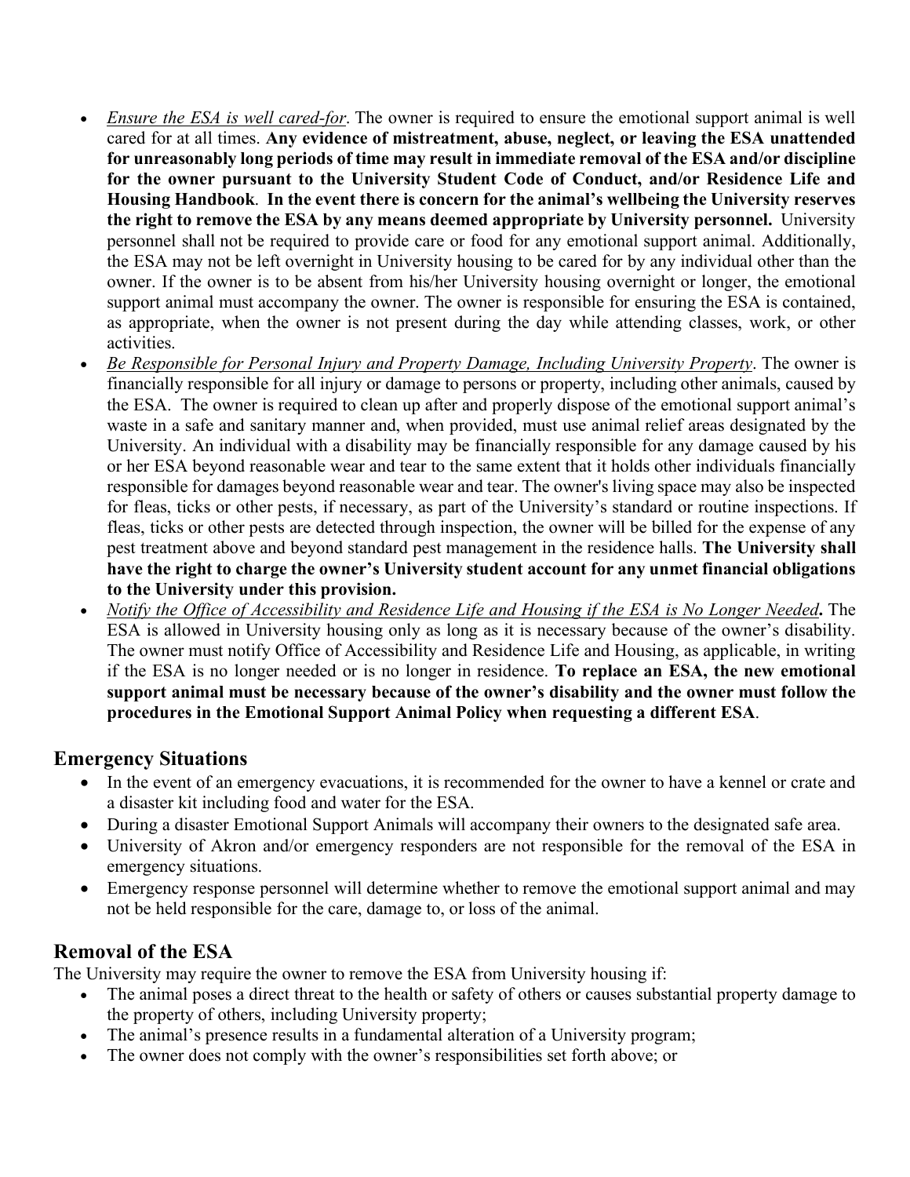- *Ensure the ESA is well cared-for*. The owner is required to ensure the emotional support animal is well cared for at all times. **Any evidence of mistreatment, abuse, neglect, or leaving the ESA unattended for unreasonably long periods of time may result in immediate removal of the ESA and/or discipline for the owner pursuant to the University Student Code of Conduct, and/or Residence Life and Housing Handbook**. **In the event there is concern for the animal's wellbeing the University reserves the right to remove the ESA by any means deemed appropriate by University personnel.** University personnel shall not be required to provide care or food for any emotional support animal. Additionally, the ESA may not be left overnight in University housing to be cared for by any individual other than the owner. If the owner is to be absent from his/her University housing overnight or longer, the emotional support animal must accompany the owner. The owner is responsible for ensuring the ESA is contained, as appropriate, when the owner is not present during the day while attending classes, work, or other activities.
- *Be Responsible for Personal Injury and Property Damage, Including University Property*. The owner is financially responsible for all injury or damage to persons or property, including other animals, caused by the ESA. The owner is required to clean up after and properly dispose of the emotional support animal's waste in a safe and sanitary manner and, when provided, must use animal relief areas designated by the University. An individual with a disability may be financially responsible for any damage caused by his or her ESA beyond reasonable wear and tear to the same extent that it holds other individuals financially responsible for damages beyond reasonable wear and tear. The owner's living space may also be inspected for fleas, ticks or other pests, if necessary, as part of the University's standard or routine inspections. If fleas, ticks or other pests are detected through inspection, the owner will be billed for the expense of any pest treatment above and beyond standard pest management in the residence halls. **The University shall have the right to charge the owner's University student account for any unmet financial obligations to the University under this provision.**
- *Notify the Office of Accessibility and Residence Life and Housing if the ESA is No Longer Needed***.** The ESA is allowed in University housing only as long as it is necessary because of the owner's disability. The owner must notify Office of Accessibility and Residence Life and Housing, as applicable, in writing if the ESA is no longer needed or is no longer in residence. **To replace an ESA, the new emotional support animal must be necessary because of the owner's disability and the owner must follow the procedures in the Emotional Support Animal Policy when requesting a different ESA**.

## Emergency Situations

- In the event of an emergency evacuations, it is recommended for the owner to have a kennel or crate and a disaster kit including food and water for the ESA.
- During a disaster Emotional Support Animals will accompany their owners to the designated safe area.
- University of Akron and/or emergency responders are not responsible for the removal of the ESA in emergency situations.
- Emergency response personnel will determine whether to remove the emotional support animal and may not be held responsible for the care, damage to, or loss of the animal.

## Removal of the ESA

The University may require the owner to remove the ESA from University housing if:

- The animal poses a direct threat to the health or safety of others or causes substantial property damage to the property of others, including University property;
- The animal's presence results in a fundamental alteration of a University program;
- The owner does not comply with the owner's responsibilities set forth above; or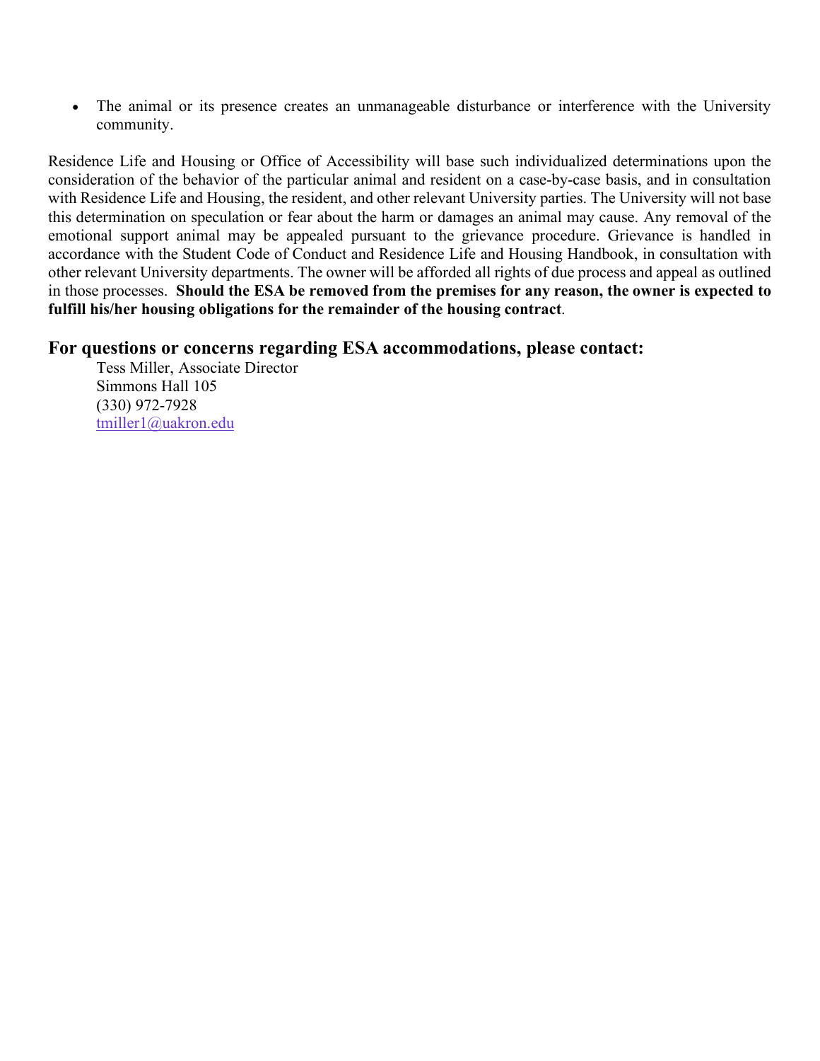- The animal or its presence creates an unmanageable disturbance or interference with the University community.

Residence Life and Housing or Office of Accessibility will base such individualized determinations upon the consideration of the behavior of the particular animal and resident on a case-by-case basis, and in consultation with Residence Life and Housing, the resident, and other relevant University parties. The University will not base this determination on speculation or fear about the harm or damages an animal may cause. Any removal of the emotional support animal may be appealed pursuant to the grievance procedure. Grievance is handled in accordance with the Student Code of Conduct and Residence Life and Housing Handbook, in consultation with other relevant University departments. The owner will be afforded all rights of due process and appeal as outlined in those processes. **Should the ESA be removed from the premises for any reason, the owner is expected to fulfill his/her housing obligations for the remainder of the housing contract**.

## For questions or concerns regarding ESA accommodations, please contact:

Tess Miller, Associate Director
Simmons Hall 105
(330) 972-7928
tmiller1@uakron.edu